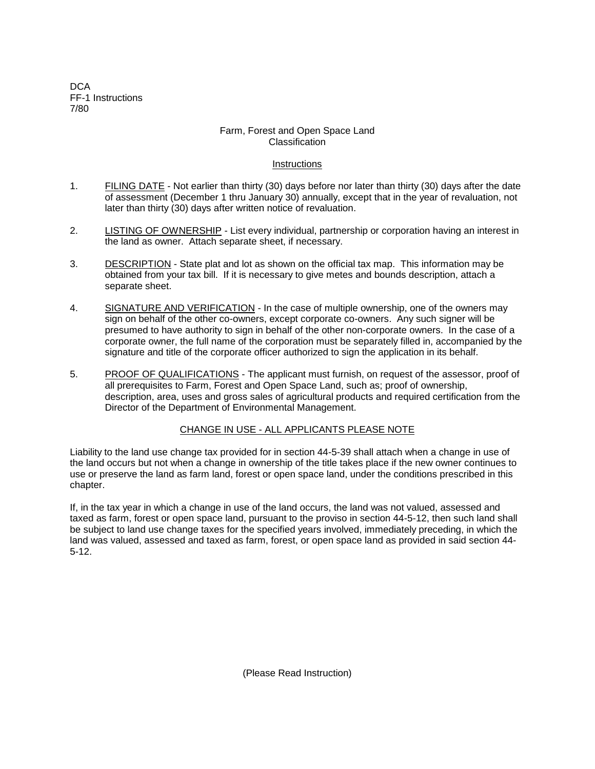DCA
FF-1 Instructions
7/80

# Farm, Forest and Open Space Land Classification

## Instructions

1. FILING DATE - Not earlier than thirty (30) days before nor later than thirty (30) days after the date of assessment (December 1 thru January 30) annually, except that in the year of revaluation, not later than thirty (30) days after written notice of revaluation.

2. LISTING OF OWNERSHIP - List every individual, partnership or corporation having an interest in the land as owner. Attach separate sheet, if necessary.

3. DESCRIPTION - State plat and lot as shown on the official tax map. This information may be obtained from your tax bill. If it is necessary to give metes and bounds description, attach a separate sheet.

4. SIGNATURE AND VERIFICATION - In the case of multiple ownership, one of the owners may sign on behalf of the other co-owners, except corporate co-owners. Any such signer will be presumed to have authority to sign in behalf of the other non-corporate owners. In the case of a corporate owner, the full name of the corporation must be separately filled in, accompanied by the signature and title of the corporate officer authorized to sign the application in its behalf.

5. PROOF OF QUALIFICATIONS - The applicant must furnish, on request of the assessor, proof of all prerequisites to Farm, Forest and Open Space Land, such as; proof of ownership, description, area, uses and gross sales of agricultural products and required certification from the Director of the Department of Environmental Management.

## CHANGE IN USE - ALL APPLICANTS PLEASE NOTE

Liability to the land use change tax provided for in section 44-5-39 shall attach when a change in use of the land occurs but not when a change in ownership of the title takes place if the new owner continues to use or preserve the land as farm land, forest or open space land, under the conditions prescribed in this chapter.

If, in the tax year in which a change in use of the land occurs, the land was not valued, assessed and taxed as farm, forest or open space land, pursuant to the proviso in section 44-5-12, then such land shall be subject to land use change taxes for the specified years involved, immediately preceding, in which the land was valued, assessed and taxed as farm, forest, or open space land as provided in said section 44-5-12.

(Please Read Instruction)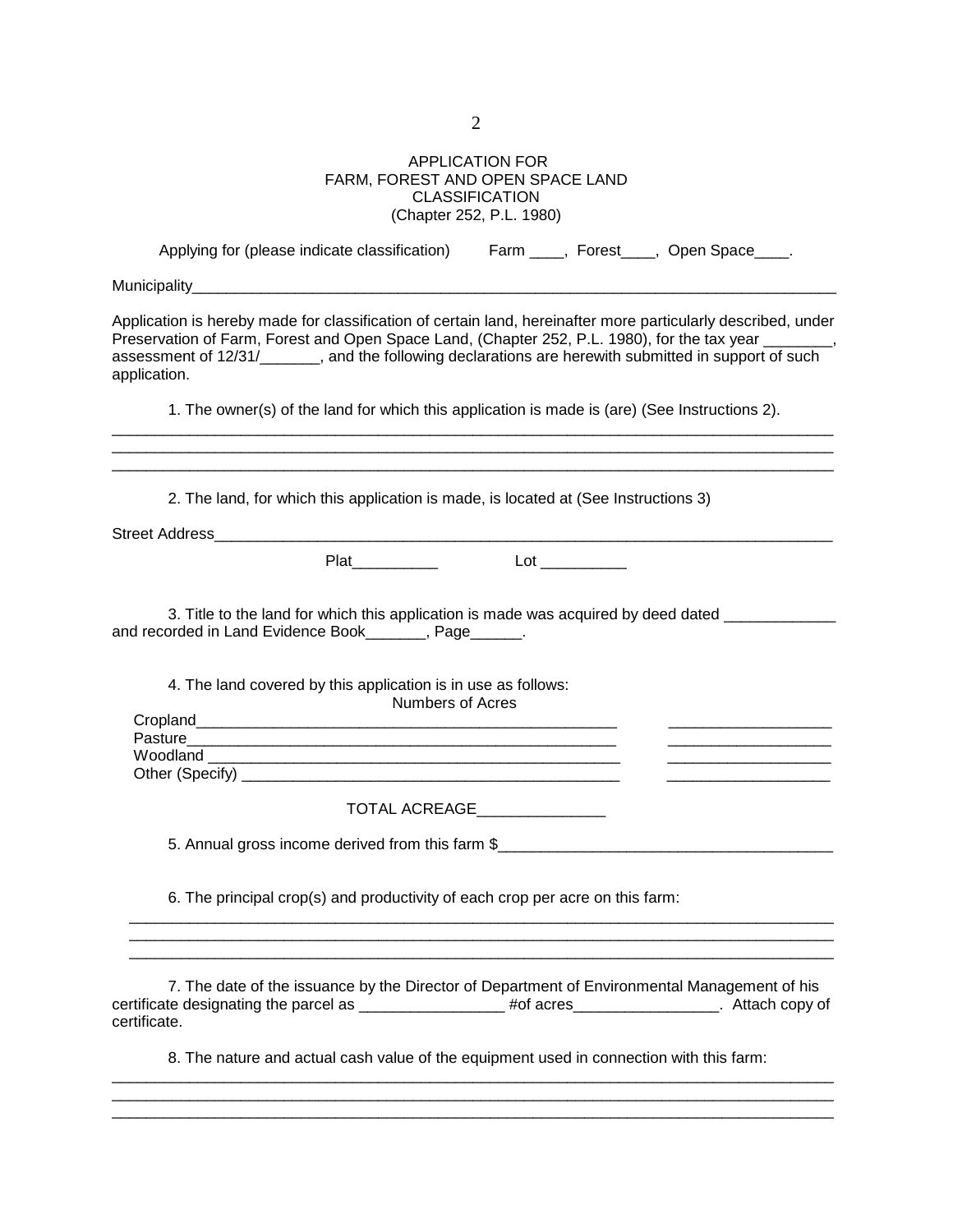# APPLICATION FOR FARM, FOREST AND OPEN SPACE LAND CLASSIFICATION
(Chapter 252, P.L. 1980)

Applying for (please indicate classification) Farm ____, Forest____, Open Space____.

Municipality________________________________________________________________________

Application is hereby made for classification of certain land, hereinafter more particularly described, under Preservation of Farm, Forest and Open Space Land, (Chapter 252, P.L. 1980), for the tax year ________, assessment of 12/31/_______, and the following declarations are herewith submitted in support of such application.

1. The owner(s) of the land for which this application is made is (are) (See Instructions 2).

________________________________________________________________________________
________________________________________________________________________________
________________________________________________________________________________

2. The land, for which this application is made, is located at (See Instructions 3)

Street Address______________________________________________________________________

Plat__________ Lot __________

3. Title to the land for which this application is made was acquired by deed dated _____________ and recorded in Land Evidence Book_______, Page______.

4. The land covered by this application is in use as follows:

| | Numbers of Acres |
|---|---|
| Cropland__________________________________________________ | __________________ |
| Pasture___________________________________________________ | __________________ |
| Woodland _________________________________________________ | __________________ |
| Other (Specify) ____________________________________________ | __________________ |

TOTAL ACREAGE_______________

5. Annual gross income derived from this farm $_______________________________________

6. The principal crop(s) and productivity of each crop per acre on this farm:

________________________________________________________________________________
________________________________________________________________________________
________________________________________________________________________________

7. The date of the issuance by the Director of Department of Environmental Management of his certificate designating the parcel as _________________ #of acres_________________. Attach copy of certificate.

8. The nature and actual cash value of the equipment used in connection with this farm:

________________________________________________________________________________
________________________________________________________________________________
________________________________________________________________________________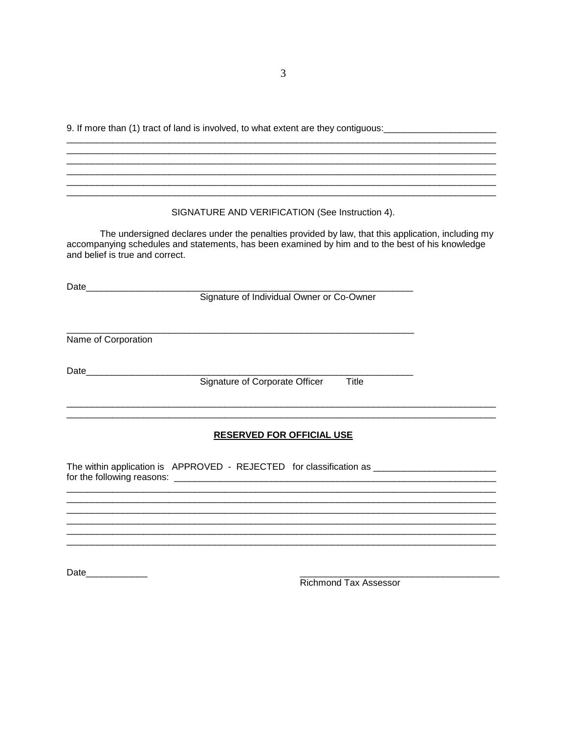9. If more than (1) tract of land is involved, to what extent are they contiguous:______________________

________________________________________________________________________________________
________________________________________________________________________________________
________________________________________________________________________________________
________________________________________________________________________________________
________________________________________________________________________________________
________________________________________________________________________________________

SIGNATURE AND VERIFICATION (See Instruction 4).

The undersigned declares under the penalties provided by law, that this application, including my accompanying schedules and statements, has been examined by him and to the best of his knowledge and belief is true and correct.

Date_______________________________________________________________

Signature of Individual Owner or Co-Owner

___________________________________________________________________

Name of Corporation

Date_______________________________________________________________

Signature of Corporate Officer Title

________________________________________________________________________________________
________________________________________________________________________________________

**RESERVED FOR OFFICIAL USE**

The within application is APPROVED - REJECTED for classification as ________________________ for the following reasons: ______________________________________________________________

________________________________________________________________________________________
________________________________________________________________________________________
________________________________________________________________________________________
________________________________________________________________________________________
________________________________________________________________________________________
________________________________________________________________________________________

Date____________ ________________________________________

Richmond Tax Assessor